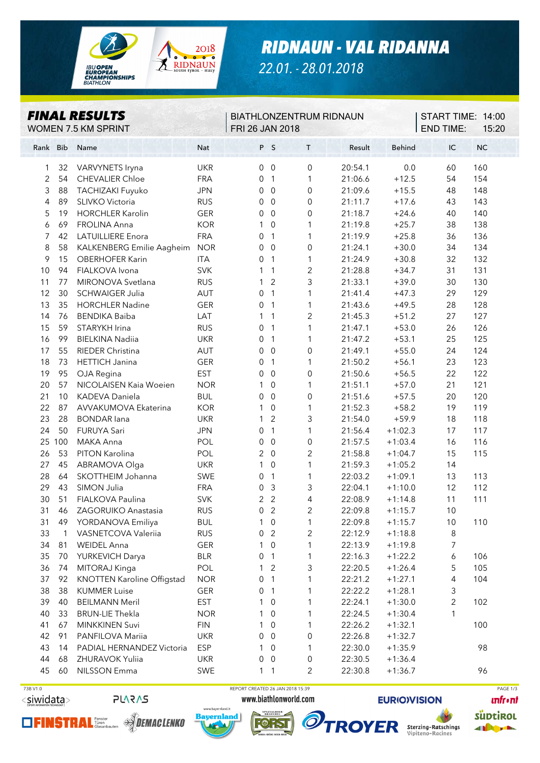# RIDNAUN - VAL RIDANNA

22.01. - 28.01.2018

IBU OPEN EUROPEAN CHAMPIONSHIPS BIATHLON

## FINAL RESULTS

WOMEN 7.5 KM SPRINT

BIATHLONZENTRUM RIDNAUN
FRI 26 JAN 2018

START TIME: 14:00
END TIME: 15:20

| Rank | Bib | Name | Nat | P | S | T | Result | Behind | IC | NC |
|---|---|---|---|---|---|---|---|---|---|---|
| 1 | 32 | VARVYNETS Iryna | UKR | 0 | 0 | 0 | 20:54.1 | 0.0 | 60 | 160 |
| 2 | 54 | CHEVALIER Chloe | FRA | 0 | 1 | 1 | 21:06.6 | +12.5 | 54 | 154 |
| 3 | 88 | TACHIZAKI Fuyuko | JPN | 0 | 0 | 0 | 21:09.6 | +15.5 | 48 | 148 |
| 4 | 89 | SLIVKO Victoria | RUS | 0 | 0 | 0 | 21:11.7 | +17.6 | 43 | 143 |
| 5 | 19 | HORCHLER Karolin | GER | 0 | 0 | 0 | 21:18.7 | +24.6 | 40 | 140 |
| 6 | 69 | FROLINA Anna | KOR | 1 | 0 | 1 | 21:19.8 | +25.7 | 38 | 138 |
| 7 | 42 | LATUILLIERE Enora | FRA | 0 | 1 | 1 | 21:19.9 | +25.8 | 36 | 136 |
| 8 | 58 | KALKENBERG Emilie Aagheim | NOR | 0 | 0 | 0 | 21:24.1 | +30.0 | 34 | 134 |
| 9 | 15 | OBERHOFER Karin | ITA | 0 | 1 | 1 | 21:24.9 | +30.8 | 32 | 132 |
| 10 | 94 | FIALKOVA Ivona | SVK | 1 | 1 | 2 | 21:28.8 | +34.7 | 31 | 131 |
| 11 | 77 | MIRONOVA Svetlana | RUS | 1 | 2 | 3 | 21:33.1 | +39.0 | 30 | 130 |
| 12 | 30 | SCHWAIGER Julia | AUT | 0 | 1 | 1 | 21:41.4 | +47.3 | 29 | 129 |
| 13 | 35 | HORCHLER Nadine | GER | 0 | 1 | 1 | 21:43.6 | +49.5 | 28 | 128 |
| 14 | 76 | BENDIKA Baiba | LAT | 1 | 1 | 2 | 21:45.3 | +51.2 | 27 | 127 |
| 15 | 59 | STARYKH Irina | RUS | 0 | 1 | 1 | 21:47.1 | +53.0 | 26 | 126 |
| 16 | 99 | BIELKINA Nadiia | UKR | 0 | 1 | 1 | 21:47.2 | +53.1 | 25 | 125 |
| 17 | 55 | RIEDER Christina | AUT | 0 | 0 | 0 | 21:49.1 | +55.0 | 24 | 124 |
| 18 | 73 | HETTICH Janina | GER | 0 | 1 | 1 | 21:50.2 | +56.1 | 23 | 123 |
| 19 | 95 | OJA Regina | EST | 0 | 0 | 0 | 21:50.6 | +56.5 | 22 | 122 |
| 20 | 57 | NICOLAISEN Kaia Woeien | NOR | 1 | 0 | 1 | 21:51.1 | +57.0 | 21 | 121 |
| 21 | 10 | KADEVA Daniela | BUL | 0 | 0 | 0 | 21:51.6 | +57.5 | 20 | 120 |
| 22 | 87 | AVVAKUMOVA Ekaterina | KOR | 1 | 0 | 1 | 21:52.3 | +58.2 | 19 | 119 |
| 23 | 28 | BONDAR Iana | UKR | 1 | 2 | 3 | 21:54.0 | +59.9 | 18 | 118 |
| 24 | 50 | FURUYA Sari | JPN | 0 | 1 | 1 | 21:56.4 | +1:02.3 | 17 | 117 |
| 25 | 100 | MAKA Anna | POL | 0 | 0 | 0 | 21:57.5 | +1:03.4 | 16 | 116 |
| 26 | 53 | PITON Karolina | POL | 2 | 0 | 2 | 21:58.8 | +1:04.7 | 15 | 115 |
| 27 | 45 | ABRAMOVA Olga | UKR | 1 | 0 | 1 | 21:59.3 | +1:05.2 | 14 | |
| 28 | 64 | SKOTTHEIM Johanna | SWE | 0 | 1 | 1 | 22:03.2 | +1:09.1 | 13 | 113 |
| 29 | 43 | SIMON Julia | FRA | 0 | 3 | 3 | 22:04.1 | +1:10.0 | 12 | 112 |
| 30 | 51 | FIALKOVA Paulina | SVK | 2 | 2 | 4 | 22:08.9 | +1:14.8 | 11 | 111 |
| 31 | 46 | ZAGORUIKO Anastasia | RUS | 0 | 2 | 2 | 22:09.8 | +1:15.7 | 10 | |
| 31 | 49 | YORDANOVA Emiliya | BUL | 1 | 0 | 1 | 22:09.8 | +1:15.7 | 10 | 110 |
| 33 | 1 | VASNETCOVA Valeriia | RUS | 0 | 2 | 2 | 22:12.9 | +1:18.8 | 8 | |
| 34 | 81 | WEIDEL Anna | GER | 1 | 0 | 1 | 22:13.9 | +1:19.8 | 7 | |
| 35 | 70 | YURKEVICH Darya | BLR | 0 | 1 | 1 | 22:16.3 | +1:22.2 | 6 | 106 |
| 36 | 74 | MITORAJ Kinga | POL | 1 | 2 | 3 | 22:20.5 | +1:26.4 | 5 | 105 |
| 37 | 92 | KNOTTEN Karoline Offigstad | NOR | 0 | 1 | 1 | 22:21.2 | +1:27.1 | 4 | 104 |
| 38 | 38 | KUMMER Luise | GER | 0 | 1 | 1 | 22:22.2 | +1:28.1 | 3 | |
| 39 | 40 | BEILMANN Meril | EST | 1 | 0 | 1 | 22:24.1 | +1:30.0 | 2 | 102 |
| 40 | 33 | BRUN-LIE Thekla | NOR | 1 | 0 | 1 | 22:24.5 | +1:30.4 | 1 | |
| 41 | 67 | MINKKINEN Suvi | FIN | 1 | 0 | 1 | 22:26.2 | +1:32.1 | | 100 |
| 42 | 91 | PANFILOVA Mariia | UKR | 0 | 0 | 0 | 22:26.8 | +1:32.7 | | |
| 43 | 14 | PADIAL HERNANDEZ Victoria | ESP | 1 | 0 | 1 | 22:30.0 | +1:35.9 | | 98 |
| 44 | 68 | ZHURAVOK Yuliia | UKR | 0 | 0 | 0 | 22:30.5 | +1:36.4 | | |
| 45 | 60 | NILSSON Emma | SWE | 1 | 1 | 2 | 22:30.8 | +1:36.7 | | 96 |

73B V1.0 — REPORT CREATED 26 JAN 2018 15:39

www.biathlonworld.com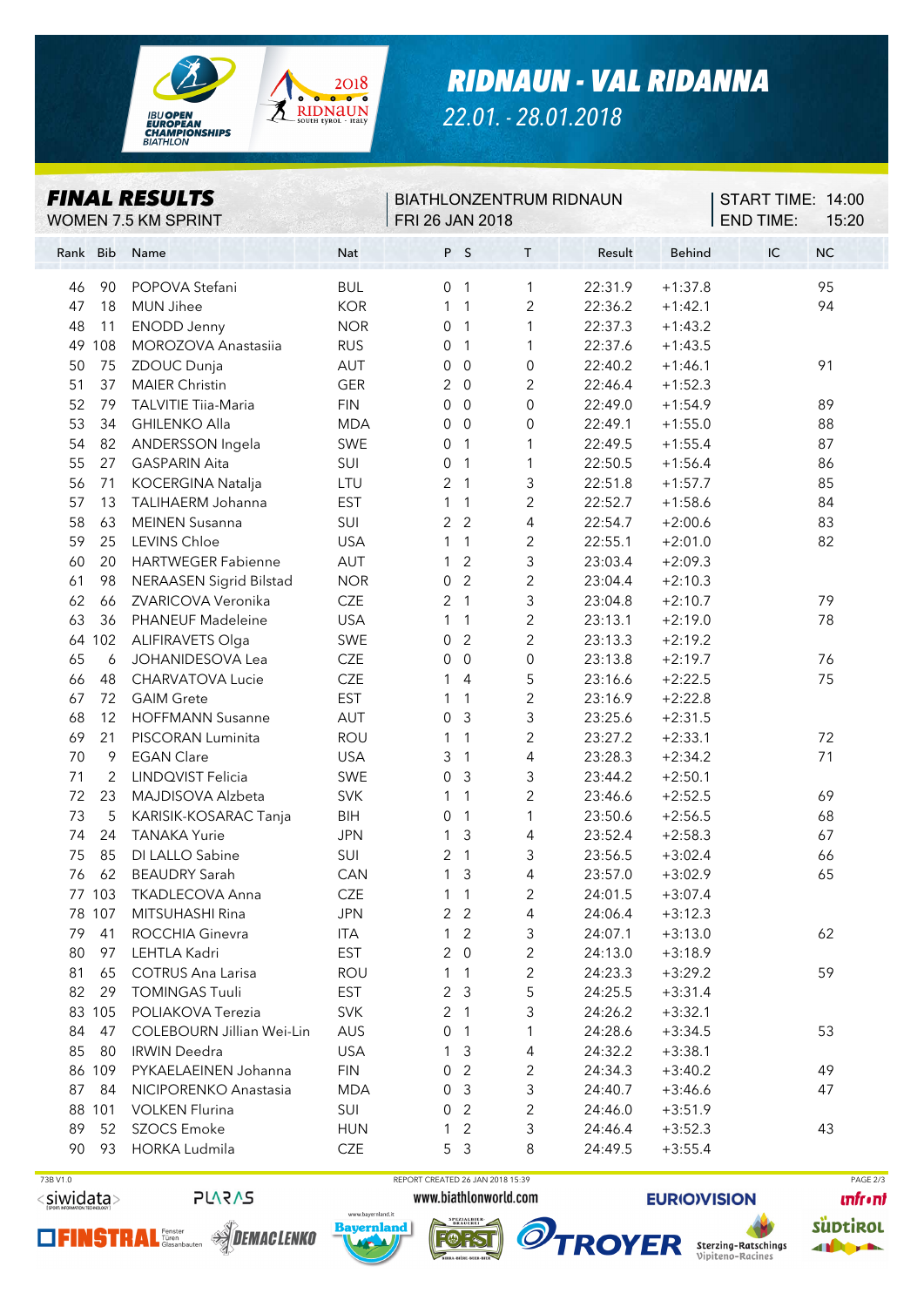# RIDNAUN - VAL RIDANNA

22.01. - 28.01.2018

## FINAL RESULTS

WOMEN 7.5 KM SPRINT

BIATHLONZENTRUM RIDNAUN
FRI 26 JAN 2018

START TIME: 14:00
END TIME: 15:20

| Rank | Bib | Name | Nat | P | S | T | Result | Behind | IC | NC |
|---|---|---|---|---|---|---|---|---|---|---|
| 46 | 90 | POPOVA Stefani | BUL | 0 | 1 | 1 | 22:31.9 | +1:37.8 | | 95 |
| 47 | 18 | MUN Jihee | KOR | 1 | 1 | 2 | 22:36.2 | +1:42.1 | | 94 |
| 48 | 11 | ENODD Jenny | NOR | 0 | 1 | 1 | 22:37.3 | +1:43.2 | | |
| 49 | 108 | MOROZOVA Anastasiia | RUS | 0 | 1 | 1 | 22:37.6 | +1:43.5 | | |
| 50 | 75 | ZDOUC Dunja | AUT | 0 | 0 | 0 | 22:40.2 | +1:46.1 | | 91 |
| 51 | 37 | MAIER Christin | GER | 2 | 0 | 2 | 22:46.4 | +1:52.3 | | |
| 52 | 79 | TALVITIE Tiia-Maria | FIN | 0 | 0 | 0 | 22:49.0 | +1:54.9 | | 89 |
| 53 | 34 | GHILENKO Alla | MDA | 0 | 0 | 0 | 22:49.1 | +1:55.0 | | 88 |
| 54 | 82 | ANDERSSON Ingela | SWE | 0 | 1 | 1 | 22:49.5 | +1:55.4 | | 87 |
| 55 | 27 | GASPARIN Aita | SUI | 0 | 1 | 1 | 22:50.5 | +1:56.4 | | 86 |
| 56 | 71 | KOCERGINA Natalja | LTU | 2 | 1 | 3 | 22:51.8 | +1:57.7 | | 85 |
| 57 | 13 | TALIHAERM Johanna | EST | 1 | 1 | 2 | 22:52.7 | +1:58.6 | | 84 |
| 58 | 63 | MEINEN Susanna | SUI | 2 | 2 | 4 | 22:54.7 | +2:00.6 | | 83 |
| 59 | 25 | LEVINS Chloe | USA | 1 | 1 | 2 | 22:55.1 | +2:01.0 | | 82 |
| 60 | 20 | HARTWEGER Fabienne | AUT | 1 | 2 | 3 | 23:03.4 | +2:09.3 | | |
| 61 | 98 | NERAASEN Sigrid Bilstad | NOR | 0 | 2 | 2 | 23:04.4 | +2:10.3 | | |
| 62 | 66 | ZVARICOVA Veronika | CZE | 2 | 1 | 3 | 23:04.8 | +2:10.7 | | 79 |
| 63 | 36 | PHANEUF Madeleine | USA | 1 | 1 | 2 | 23:13.1 | +2:19.0 | | 78 |
| 64 | 102 | ALIFIRAVETS Olga | SWE | 0 | 2 | 2 | 23:13.3 | +2:19.2 | | |
| 65 | 6 | JOHANIDESOVA Lea | CZE | 0 | 0 | 0 | 23:13.8 | +2:19.7 | | 76 |
| 66 | 48 | CHARVATOVA Lucie | CZE | 1 | 4 | 5 | 23:16.6 | +2:22.5 | | 75 |
| 67 | 72 | GAIM Grete | EST | 1 | 1 | 2 | 23:16.9 | +2:22.8 | | |
| 68 | 12 | HOFFMANN Susanne | AUT | 0 | 3 | 3 | 23:25.6 | +2:31.5 | | |
| 69 | 21 | PISCORAN Luminita | ROU | 1 | 1 | 2 | 23:27.2 | +2:33.1 | | 72 |
| 70 | 9 | EGAN Clare | USA | 3 | 1 | 4 | 23:28.3 | +2:34.2 | | 71 |
| 71 | 2 | LINDQVIST Felicia | SWE | 0 | 3 | 3 | 23:44.2 | +2:50.1 | | |
| 72 | 23 | MAJDISOVA Alzbeta | SVK | 1 | 1 | 2 | 23:46.6 | +2:52.5 | | 69 |
| 73 | 5 | KARISIK-KOSARAC Tanja | BIH | 0 | 1 | 1 | 23:50.6 | +2:56.5 | | 68 |
| 74 | 24 | TANAKA Yurie | JPN | 1 | 3 | 4 | 23:52.4 | +2:58.3 | | 67 |
| 75 | 85 | DI LALLO Sabine | SUI | 2 | 1 | 3 | 23:56.5 | +3:02.4 | | 66 |
| 76 | 62 | BEAUDRY Sarah | CAN | 1 | 3 | 4 | 23:57.0 | +3:02.9 | | 65 |
| 77 | 103 | TKADLECOVA Anna | CZE | 1 | 1 | 2 | 24:01.5 | +3:07.4 | | |
| 78 | 107 | MITSUHASHI Rina | JPN | 2 | 2 | 4 | 24:06.4 | +3:12.3 | | |
| 79 | 41 | ROCCHIA Ginevra | ITA | 1 | 2 | 3 | 24:07.1 | +3:13.0 | | 62 |
| 80 | 97 | LEHTLA Kadri | EST | 2 | 0 | 2 | 24:13.0 | +3:18.9 | | |
| 81 | 65 | COTRUS Ana Larisa | ROU | 1 | 1 | 2 | 24:23.3 | +3:29.2 | | 59 |
| 82 | 29 | TOMINGAS Tuuli | EST | 2 | 3 | 5 | 24:25.5 | +3:31.4 | | |
| 83 | 105 | POLIAKOVA Terezia | SVK | 2 | 1 | 3 | 24:26.2 | +3:32.1 | | |
| 84 | 47 | COLEBOURN Jillian Wei-Lin | AUS | 0 | 1 | 1 | 24:28.6 | +3:34.5 | | 53 |
| 85 | 80 | IRWIN Deedra | USA | 1 | 3 | 4 | 24:32.2 | +3:38.1 | | |
| 86 | 109 | PYKAELAEINEN Johanna | FIN | 0 | 2 | 2 | 24:34.3 | +3:40.2 | | 49 |
| 87 | 84 | NICIPORENKO Anastasia | MDA | 0 | 3 | 3 | 24:40.7 | +3:46.6 | | 47 |
| 88 | 101 | VOLKEN Flurina | SUI | 0 | 2 | 2 | 24:46.0 | +3:51.9 | | |
| 89 | 52 | SZOCS Emoke | HUN | 1 | 2 | 3 | 24:46.4 | +3:52.3 | | 43 |
| 90 | 93 | HORKA Ludmila | CZE | 5 | 3 | 8 | 24:49.5 | +3:55.4 | | |

73B V1.0 REPORT CREATED 26 JAN 2018 15:39

www.biathlonworld.com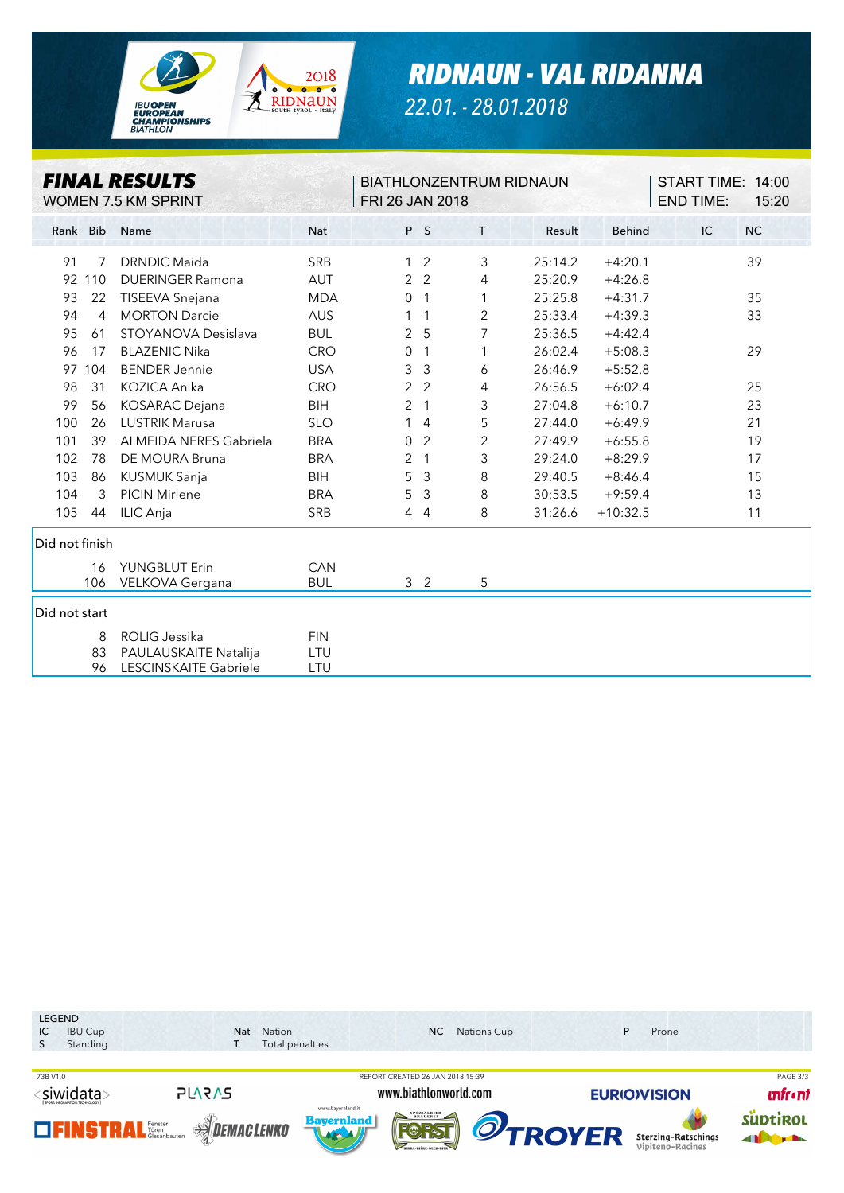# RIDNAUN - VAL RIDANNA

22.01. - 28.01.2018

## FINAL RESULTS

WOMEN 7.5 KM SPRINT

BIATHLONZENTRUM RIDNAUN
FRI 26 JAN 2018

START TIME: 14:00
END TIME: 15:20

| Rank | Bib | Name | Nat | P | S | T | Result | Behind | IC | NC |
|---|---|---|---|---|---|---|---|---|---|---|
| 91 | 7 | DRNDIC Maida | SRB | 1 | 2 | 3 | 25:14.2 | +4:20.1 | | 39 |
| 92 | 110 | DUERINGER Ramona | AUT | 2 | 2 | 4 | 25:20.9 | +4:26.8 | | |
| 93 | 22 | TISEEVA Snejana | MDA | 0 | 1 | 1 | 25:25.8 | +4:31.7 | | 35 |
| 94 | 4 | MORTON Darcie | AUS | 1 | 1 | 2 | 25:33.4 | +4:39.3 | | 33 |
| 95 | 61 | STOYANOVA Desislava | BUL | 2 | 5 | 7 | 25:36.5 | +4:42.4 | | |
| 96 | 17 | BLAZENIC Nika | CRO | 0 | 1 | 1 | 26:02.4 | +5:08.3 | | 29 |
| 97 | 104 | BENDER Jennie | USA | 3 | 3 | 6 | 26:46.9 | +5:52.8 | | |
| 98 | 31 | KOZICA Anika | CRO | 2 | 2 | 4 | 26:56.5 | +6:02.4 | | 25 |
| 99 | 56 | KOSARAC Dejana | BIH | 2 | 1 | 3 | 27:04.8 | +6:10.7 | | 23 |
| 100 | 26 | LUSTRIK Marusa | SLO | 1 | 4 | 5 | 27:44.0 | +6:49.9 | | 21 |
| 101 | 39 | ALMEIDA NERES Gabriela | BRA | 0 | 2 | 2 | 27:49.9 | +6:55.8 | | 19 |
| 102 | 78 | DE MOURA Bruna | BRA | 2 | 1 | 3 | 29:24.0 | +8:29.9 | | 17 |
| 103 | 86 | KUSMUK Sanja | BIH | 5 | 3 | 8 | 29:40.5 | +8:46.4 | | 15 |
| 104 | 3 | PICIN Mirlene | BRA | 5 | 3 | 8 | 30:53.5 | +9:59.4 | | 13 |
| 105 | 44 | ILIC Anja | SRB | 4 | 4 | 8 | 31:26.6 | +10:32.5 | | 11 |

### Did not finish

| Rank | Bib | Name | Nat | P | S | T | Result | Behind | IC | NC |
|---|---|---|---|---|---|---|---|---|---|---|
| | 16 | YUNGBLUT Erin | CAN | | | | | | | |
| | 106 | VELKOVA Gergana | BUL | 3 | 2 | 5 | | | | |

### Did not start

| Rank | Bib | Name | Nat |
|---|---|---|---|
| | 8 | ROLIG Jessika | FIN |
| | 83 | PAULAUSKAITE Natalija | LTU |
| | 96 | LESCINSKAITE Gabriele | LTU |

LEGEND
IC IBU Cup
S Standing
Nat Nation
T Total penalties
NC Nations Cup
P Prone

73B V1.0
REPORT CREATED 26 JAN 2018 15:39